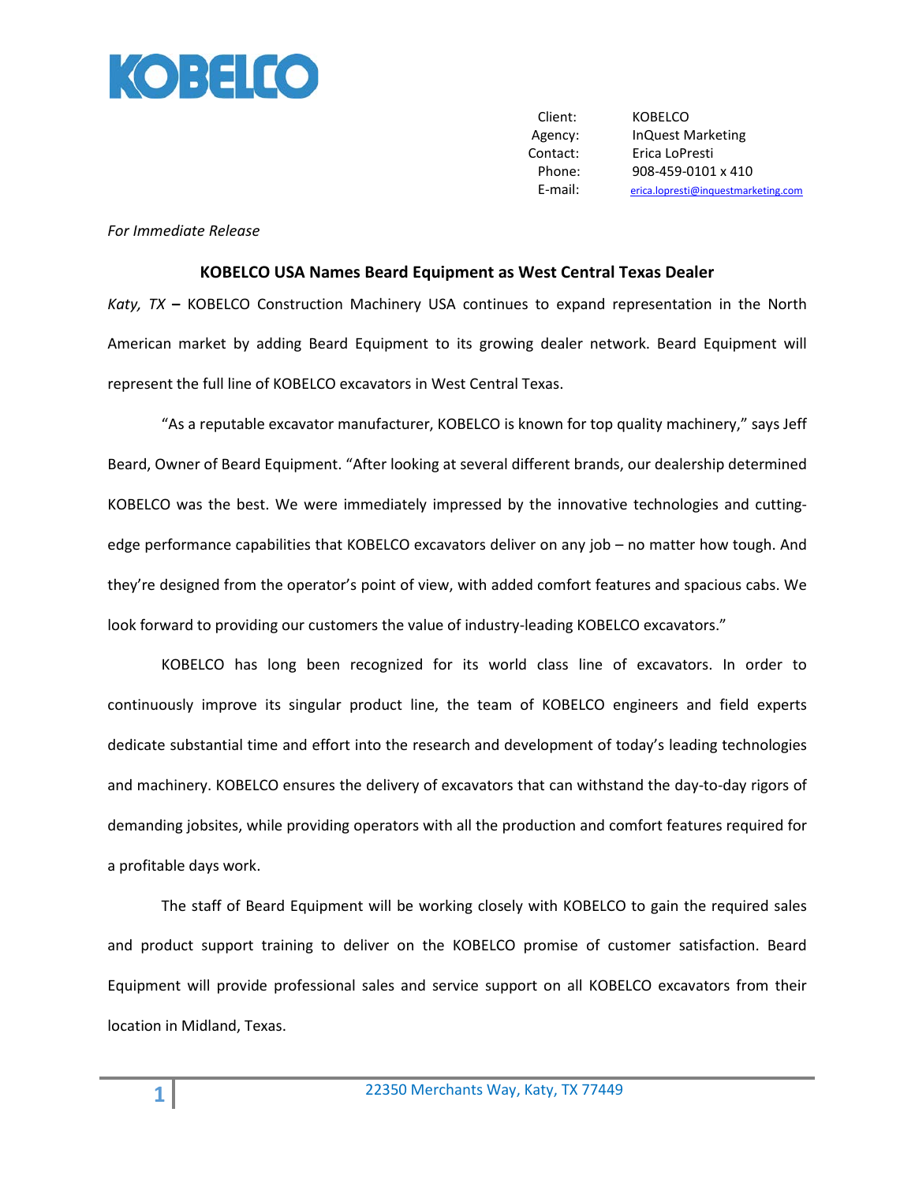KOBELCO

| | |
|---|---|
| Client: | KOBELCO |
| Agency: | InQuest Marketing |
| Contact: | Erica LoPresti |
| Phone: | 908-459-0101 x 410 |
| E-mail: | erica.lopresti@inquestmarketing.com |

*For Immediate Release*

## KOBELCO USA Names Beard Equipment as West Central Texas Dealer

*Katy, TX* **–** KOBELCO Construction Machinery USA continues to expand representation in the North American market by adding Beard Equipment to its growing dealer network. Beard Equipment will represent the full line of KOBELCO excavators in West Central Texas.

"As a reputable excavator manufacturer, KOBELCO is known for top quality machinery," says Jeff Beard, Owner of Beard Equipment. "After looking at several different brands, our dealership determined KOBELCO was the best. We were immediately impressed by the innovative technologies and cutting-edge performance capabilities that KOBELCO excavators deliver on any job – no matter how tough. And they're designed from the operator's point of view, with added comfort features and spacious cabs. We look forward to providing our customers the value of industry-leading KOBELCO excavators."

KOBELCO has long been recognized for its world class line of excavators. In order to continuously improve its singular product line, the team of KOBELCO engineers and field experts dedicate substantial time and effort into the research and development of today's leading technologies and machinery. KOBELCO ensures the delivery of excavators that can withstand the day-to-day rigors of demanding jobsites, while providing operators with all the production and comfort features required for a profitable days work.

The staff of Beard Equipment will be working closely with KOBELCO to gain the required sales and product support training to deliver on the KOBELCO promise of customer satisfaction. Beard Equipment will provide professional sales and service support on all KOBELCO excavators from their location in Midland, Texas.

22350 Merchants Way, Katy, TX 77449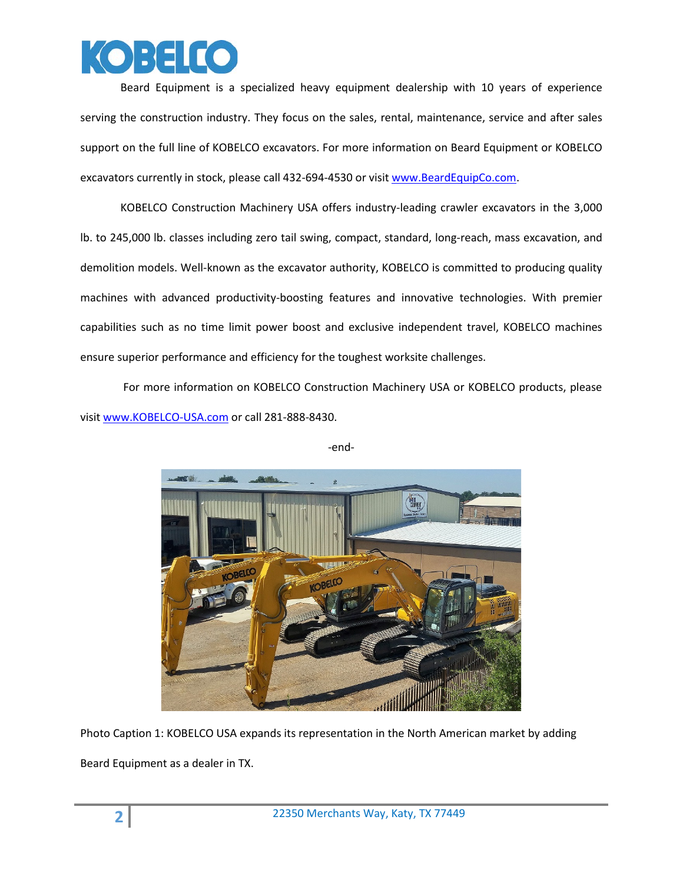Beard Equipment is a specialized heavy equipment dealership with 10 years of experience serving the construction industry. They focus on the sales, rental, maintenance, service and after sales support on the full line of KOBELCO excavators. For more information on Beard Equipment or KOBELCO excavators currently in stock, please call 432-694-4530 or visit [www.BeardEquipCo.com](http://www.BeardEquipCo.com).

KOBELCO Construction Machinery USA offers industry-leading crawler excavators in the 3,000 lb. to 245,000 lb. classes including zero tail swing, compact, standard, long-reach, mass excavation, and demolition models. Well-known as the excavator authority, KOBELCO is committed to producing quality machines with advanced productivity-boosting features and innovative technologies. With premier capabilities such as no time limit power boost and exclusive independent travel, KOBELCO machines ensure superior performance and efficiency for the toughest worksite challenges.

For more information on KOBELCO Construction Machinery USA or KOBELCO products, please visit [www.KOBELCO-USA.com](http://www.KOBELCO-USA.com) or call 281-888-8430.

-end-

Photo Caption 1: KOBELCO USA expands its representation in the North American market by adding Beard Equipment as a dealer in TX.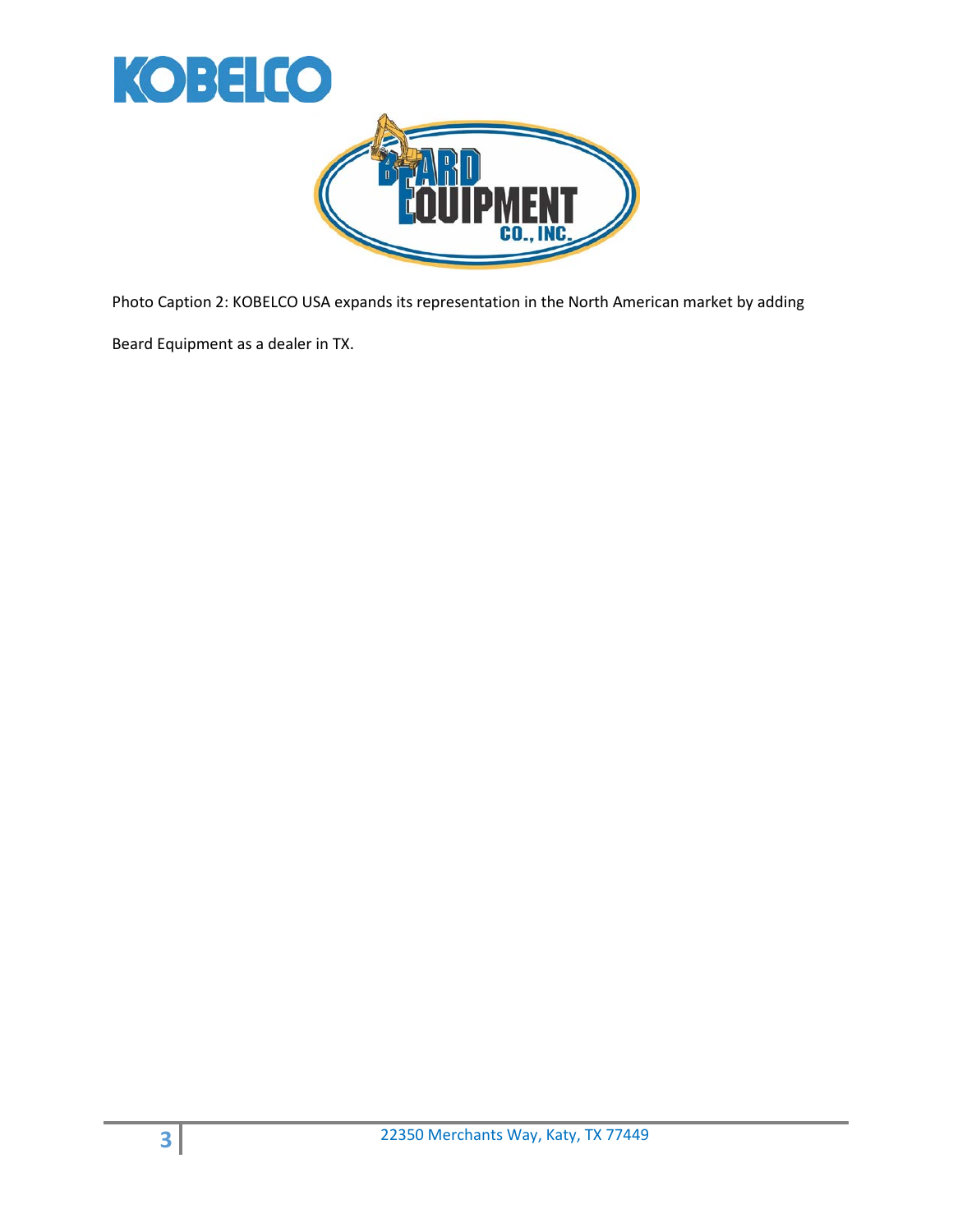Photo Caption 2: KOBELCO USA expands its representation in the North American market by adding Beard Equipment as a dealer in TX.